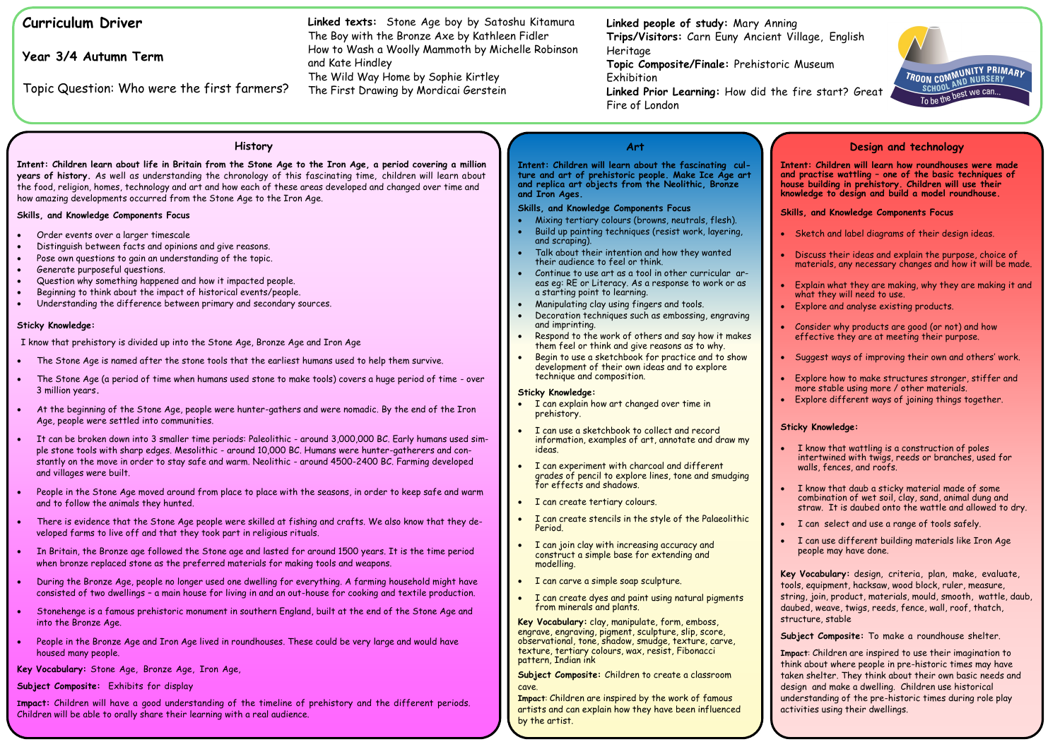# Curriculum Driver

## Year 3/4 Autumn Term

Topic Question: Who were the first farmers?

**Linked texts:** Stone Age boy by Satoshu Kitamura
The Boy with the Bronze Axe by Kathleen Fidler
How to Wash a Woolly Mammoth by Michelle Robinson and Kate Hindley
The Wild Way Home by Sophie Kirtley
The First Drawing by Mordicai Gerstein

**Linked people of study:** Mary Anning
**Trips/Visitors:** Carn Euny Ancient Village, English Heritage
**Topic Composite/Finale:** Prehistoric Museum Exhibition
**Linked Prior Learning:** How did the fire start? Great Fire of London

TROON COMMUNITY PRIMARY SCHOOL AND NURSERY — To be the best we can...

## History

**Intent: Children learn about life in Britain from the Stone Age to the Iron Age, a period covering a million years of history.** As well as understanding the chronology of this fascinating time, children will learn about the food, religion, homes, technology and art and how each of these areas developed and changed over time and how amazing developments occurred from the Stone Age to the Iron Age.

**Skills, and Knowledge Components Focus**

- Order events over a larger timescale
- Distinguish between facts and opinions and give reasons.
- Pose own questions to gain an understanding of the topic.
- Generate purposeful questions.
- Question why something happened and how it impacted people.
- Beginning to think about the impact of historical events/people.
- Understanding the difference between primary and secondary sources.

**Sticky Knowledge:**

I know that prehistory is divided up into the Stone Age, Bronze Age and Iron Age

- The Stone Age is named after the stone tools that the earliest humans used to help them survive.
- The Stone Age (a period of time when humans used stone to make tools) covers a huge period of time - over 3 million years.
- At the beginning of the Stone Age, people were hunter-gathers and were nomadic. By the end of the Iron Age, people were settled into communities.
- It can be broken down into 3 smaller time periods: Paleolithic - around 3,000,000 BC. Early humans used simple stone tools with sharp edges. Mesolithic - around 10,000 BC. Humans were hunter-gatherers and constantly on the move in order to stay safe and warm. Neolithic - around 4500-2400 BC. Farming developed and villages were built.
- People in the Stone Age moved around from place to place with the seasons, in order to keep safe and warm and to follow the animals they hunted.
- There is evidence that the Stone Age people were skilled at fishing and crafts. We also know that they developed farms to live off and that they took part in religious rituals.
- In Britain, the Bronze age followed the Stone age and lasted for around 1500 years. It is the time period when bronze replaced stone as the preferred materials for making tools and weapons.
- During the Bronze Age, people no longer used one dwelling for everything. A farming household might have consisted of two dwellings – a main house for living in and an out-house for cooking and textile production.
- Stonehenge is a famous prehistoric monument in southern England, built at the end of the Stone Age and into the Bronze Age.
- People in the Bronze Age and Iron Age lived in roundhouses. These could be very large and would have housed many people.

**Key Vocabulary:** Stone Age, Bronze Age, Iron Age,

**Subject Composite:** Exhibits for display

**Impact:** Children will have a good understanding of the timeline of prehistory and the different periods. Children will be able to orally share their learning with a real audience.

## Art

**Intent: Children will learn about the fascinating culture and art of prehistoric people. Make Ice Age art and replica art objects from the Neolithic, Bronze and Iron Ages.**

**Skills, and Knowledge Components Focus**

- Mixing tertiary colours (browns, neutrals, flesh).
- Build up painting techniques (resist work, layering, and scraping).
- Talk about their intention and how they wanted their audience to feel or think.
- Continue to use art as a tool in other curricular areas eg: RE or Literacy. As a response to work or as a starting point to learning.
- Manipulating clay using fingers and tools.
- Decoration techniques such as embossing, engraving and imprinting.
- Respond to the work of others and say how it makes them feel or think and give reasons as to why.
- Begin to use a sketchbook for practice and to show development of their own ideas and to explore technique and composition.

**Sticky Knowledge:**

- I can explain how art changed over time in prehistory.
- I can use a sketchbook to collect and record information, examples of art, annotate and draw my ideas.
- I can experiment with charcoal and different grades of pencil to explore lines, tone and smudging for effects and shadows.
- I can create tertiary colours.
- I can create stencils in the style of the Palaeolithic Period.
- I can join clay with increasing accuracy and construct a simple base for extending and modelling.
- I can carve a simple soap sculpture.
- I can create dyes and paint using natural pigments from minerals and plants.

**Key Vocabulary:** clay, manipulate, form, emboss, engrave, engraving, pigment, sculpture, slip, score, observational, tone, shadow, smudge, texture, carve, texture, tertiary colours, wax, resist, Fibonacci pattern, Indian ink

**Subject Composite:** Children to create a classroom cave.

**Impact**: Children are inspired by the work of famous artists and can explain how they have been influenced by the artist.

## Design and technology

**Intent: Children will learn how roundhouses were made and practise wattling – one of the basic techniques of house building in prehistory. Children will use their knowledge to design and build a model roundhouse.**

**Skills, and Knowledge Components Focus**

- Sketch and label diagrams of their design ideas.
- Discuss their ideas and explain the purpose, choice of materials, any necessary changes and how it will be made.
- Explain what they are making, why they are making it and what they will need to use.
- Explore and analyse existing products.
- Consider why products are good (or not) and how effective they are at meeting their purpose.
- Suggest ways of improving their own and others' work.
- Explore how to make structures stronger, stiffer and more stable using more / other materials.
- Explore different ways of joining things together.

**Sticky Knowledge:**

- I know that wattling is a construction of poles intertwined with twigs, reeds or branches, used for walls, fences, and roofs.
- I know that daub a sticky material made of some combination of wet soil, clay, sand, animal dung and straw. It is daubed onto the wattle and allowed to dry.
- I can select and use a range of tools safely.
- I can use different building materials like Iron Age people may have done.

**Key Vocabulary:** design, criteria, plan, make, evaluate, tools, equipment, hacksaw, wood block, ruler, measure, string, join, product, materials, mould, smooth, wattle, daub, daubed, weave, twigs, reeds, fence, wall, roof, thatch, structure, stable

**Subject Composite:** To make a roundhouse shelter.

**Impact**: Children are inspired to use their imagination to think about where people in pre-historic times may have taken shelter. They think about their own basic needs and design and make a dwelling. Children use historical understanding of the pre-historic times during role play activities using their dwellings.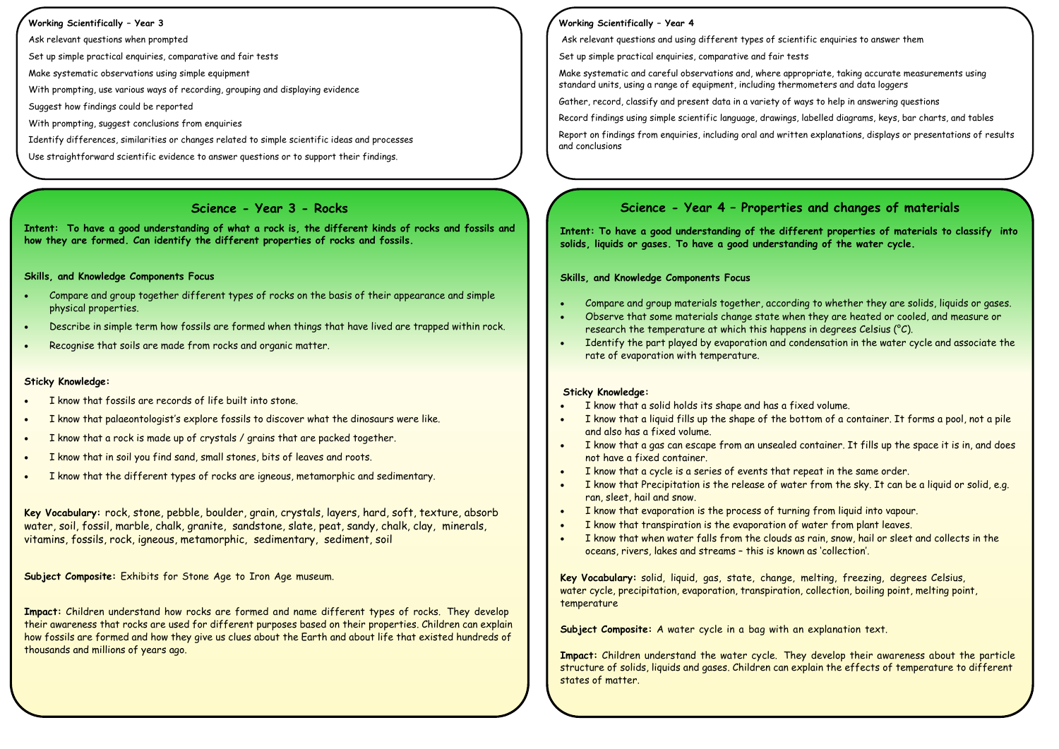**Working Scientifically – Year 3**

Ask relevant questions when prompted

Set up simple practical enquiries, comparative and fair tests

Make systematic observations using simple equipment

With prompting, use various ways of recording, grouping and displaying evidence

Suggest how findings could be reported

With prompting, suggest conclusions from enquiries

Identify differences, similarities or changes related to simple scientific ideas and processes

Use straightforward scientific evidence to answer questions or to support their findings.

## Science - Year 3 - Rocks

**Intent: To have a good understanding of what a rock is, the different kinds of rocks and fossils and how they are formed. Can identify the different properties of rocks and fossils.**

**Skills, and Knowledge Components Focus**

- Compare and group together different types of rocks on the basis of their appearance and simple physical properties.
- Describe in simple term how fossils are formed when things that have lived are trapped within rock.
- Recognise that soils are made from rocks and organic matter.

**Sticky Knowledge:**

- I know that fossils are records of life built into stone.
- I know that palaeontologist's explore fossils to discover what the dinosaurs were like.
- I know that a rock is made up of crystals / grains that are packed together.
- I know that in soil you find sand, small stones, bits of leaves and roots.
- I know that the different types of rocks are igneous, metamorphic and sedimentary.

**Key Vocabulary:** rock, stone, pebble, boulder, grain, crystals, layers, hard, soft, texture, absorb water, soil, fossil, marble, chalk, granite, sandstone, slate, peat, sandy, chalk, clay, minerals, vitamins, fossils, rock, igneous, metamorphic, sedimentary, sediment, soil

**Subject Composite:** Exhibits for Stone Age to Iron Age museum.

**Impact:** Children understand how rocks are formed and name different types of rocks. They develop their awareness that rocks are used for different purposes based on their properties. Children can explain how fossils are formed and how they give us clues about the Earth and about life that existed hundreds of thousands and millions of years ago.

**Working Scientifically – Year 4**

Ask relevant questions and using different types of scientific enquiries to answer them

Set up simple practical enquiries, comparative and fair tests

Make systematic and careful observations and, where appropriate, taking accurate measurements using standard units, using a range of equipment, including thermometers and data loggers

Gather, record, classify and present data in a variety of ways to help in answering questions

Record findings using simple scientific language, drawings, labelled diagrams, keys, bar charts, and tables

Report on findings from enquiries, including oral and written explanations, displays or presentations of results and conclusions

## Science - Year 4 – Properties and changes of materials

**Intent: To have a good understanding of the different properties of materials to classify into solids, liquids or gases. To have a good understanding of the water cycle.**

**Skills, and Knowledge Components Focus**

- Compare and group materials together, according to whether they are solids, liquids or gases.
- Observe that some materials change state when they are heated or cooled, and measure or research the temperature at which this happens in degrees Celsius (°C).
- Identify the part played by evaporation and condensation in the water cycle and associate the rate of evaporation with temperature.

**Sticky Knowledge:**

- I know that a solid holds its shape and has a fixed volume.
- I know that a liquid fills up the shape of the bottom of a container. It forms a pool, not a pile and also has a fixed volume.
- I know that a gas can escape from an unsealed container. It fills up the space it is in, and does not have a fixed container.
- I know that a cycle is a series of events that repeat in the same order.
- I know that Precipitation is the release of water from the sky. It can be a liquid or solid, e.g. ran, sleet, hail and snow.
- I know that evaporation is the process of turning from liquid into vapour.
- I know that transpiration is the evaporation of water from plant leaves.
- I know that when water falls from the clouds as rain, snow, hail or sleet and collects in the oceans, rivers, lakes and streams – this is known as 'collection'.

**Key Vocabulary:** solid, liquid, gas, state, change, melting, freezing, degrees Celsius, water cycle, precipitation, evaporation, transpiration, collection, boiling point, melting point, temperature

**Subject Composite:** A water cycle in a bag with an explanation text.

**Impact:** Children understand the water cycle. They develop their awareness about the particle structure of solids, liquids and gases. Children can explain the effects of temperature to different states of matter.